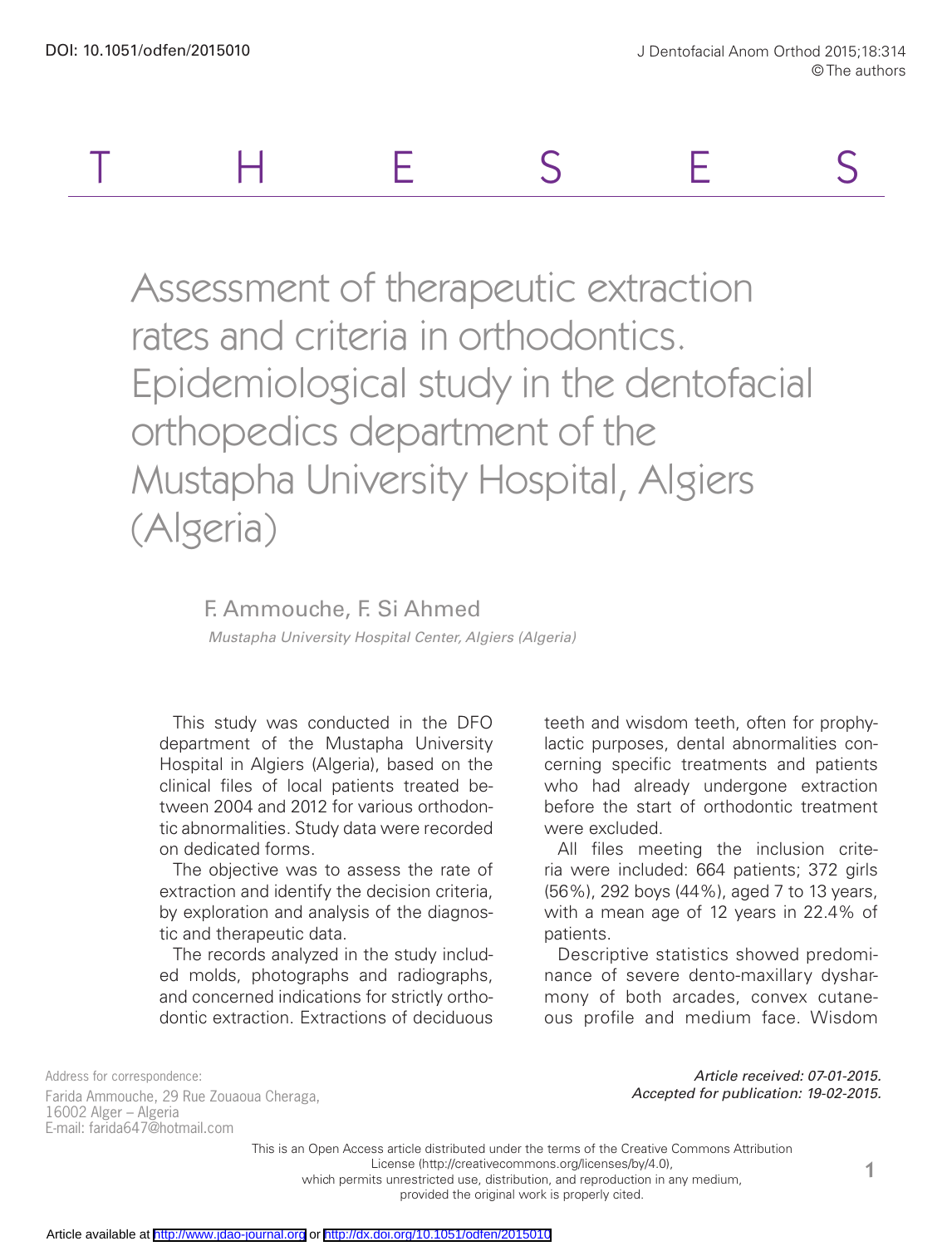THESES

# Assessment of therapeutic extraction rates and criteria in orthodontics. Epidemiological study in the dentofacial orthopedics department of the Mustapha University Hospital, Algiers (Algeria)

F. Ammouche, F. Si Ahmed

*Mustapha University Hospital Center, Algiers (Algeria)*

This study was conducted in the DFO department of the Mustapha University Hospital in Algiers (Algeria), based on the clinical files of local patients treated between 2004 and 2012 for various orthodontic abnormalities. Study data were recorded on dedicated forms.

The objective was to assess the rate of extraction and identify the decision criteria, by exploration and analysis of the diagnostic and therapeutic data.

The records analyzed in the study included molds, photographs and radiographs, and concerned indications for strictly orthodontic extraction. Extractions of deciduous teeth and wisdom teeth, often for prophylactic purposes, dental abnormalities concerning specific treatments and patients who had already undergone extraction before the start of orthodontic treatment were excluded.

All files meeting the inclusion criteria were included: 664 patients; 372 girls (56%), 292 boys (44%), aged 7 to 13 years, with a mean age of 12 years in 22.4% of patients.

Descriptive statistics showed predominance of severe dento-maxillary dysharmony of both arcades, convex cutaneous profile and medium face. Wisdom

Address for correspondence:
Farida Ammouche, 29 Rue Zouaoua Cheraga, 16002 Alger – Algeria
E-mail: farida647@hotmail.com

*Article received: 07-01-2015.*
*Accepted for publication: 19-02-2015.*

This is an Open Access article distributed under the terms of the Creative Commons Attribution License (http://creativecommons.org/licenses/by/4.0), which permits unrestricted use, distribution, and reproduction in any medium, provided the original work is properly cited.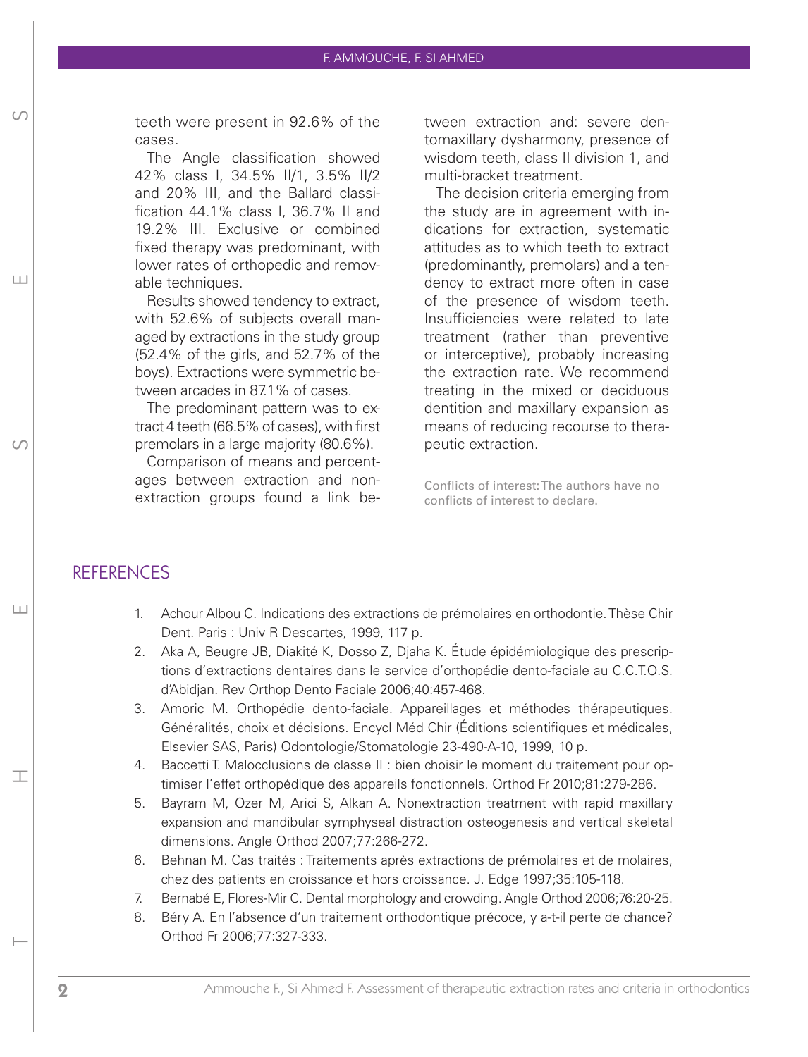teeth were present in 92.6% of the cases.

The Angle classification showed 42% class I, 34.5% II/1, 3.5% II/2 and 20% III, and the Ballard classification 44.1% class I, 36.7% II and 19.2% III. Exclusive or combined fixed therapy was predominant, with lower rates of orthopedic and removable techniques.

Results showed tendency to extract, with 52.6% of subjects overall managed by extractions in the study group (52.4% of the girls, and 52.7% of the boys). Extractions were symmetric between arcades in 87.1% of cases.

The predominant pattern was to extract 4 teeth (66.5% of cases), with first premolars in a large majority (80.6%).

Comparison of means and percentages between extraction and non-extraction groups found a link between extraction and: severe dentomaxillary dysharmony, presence of wisdom teeth, class II division 1, and multi-bracket treatment.

The decision criteria emerging from the study are in agreement with indications for extraction, systematic attitudes as to which teeth to extract (predominantly, premolars) and a tendency to extract more often in case of the presence of wisdom teeth. Insufficiencies were related to late treatment (rather than preventive or interceptive), probably increasing the extraction rate. We recommend treating in the mixed or deciduous dentition and maxillary expansion as means of reducing recourse to therapeutic extraction.

Conflicts of interest: The authors have no conflicts of interest to declare.

## REFERENCES

1. Achour Albou C. Indications des extractions de prémolaires en orthodontie. Thèse Chir Dent. Paris : Univ R Descartes, 1999, 117 p.
2. Aka A, Beugre JB, Diakité K, Dosso Z, Djaha K. Étude épidémiologique des prescriptions d'extractions dentaires dans le service d'orthopédie dento-faciale au C.C.T.O.S. d'Abidjan. Rev Orthop Dento Faciale 2006;40:457-468.
3. Amoric M. Orthopédie dento-faciale. Appareillages et méthodes thérapeutiques. Généralités, choix et décisions. Encycl Méd Chir (Éditions scientifiques et médicales, Elsevier SAS, Paris) Odontologie/Stomatologie 23-490-A-10, 1999, 10 p.
4. Baccetti T. Malocclusions de classe II : bien choisir le moment du traitement pour optimiser l'effet orthopédique des appareils fonctionnels. Orthod Fr 2010;81:279-286.
5. Bayram M, Ozer M, Arici S, Alkan A. Nonextraction treatment with rapid maxillary expansion and mandibular symphyseal distraction osteogenesis and vertical skeletal dimensions. Angle Orthod 2007;77:266-272.
6. Behnan M. Cas traités : Traitements après extractions de prémolaires et de molaires, chez des patients en croissance et hors croissance. J. Edge 1997;35:105-118.
7. Bernabé E, Flores-Mir C. Dental morphology and crowding. Angle Orthod 2006;76:20-25.
8. Béry A. En l'absence d'un traitement orthodontique précoce, y a-t-il perte de chance? Orthod Fr 2006;77:327-333.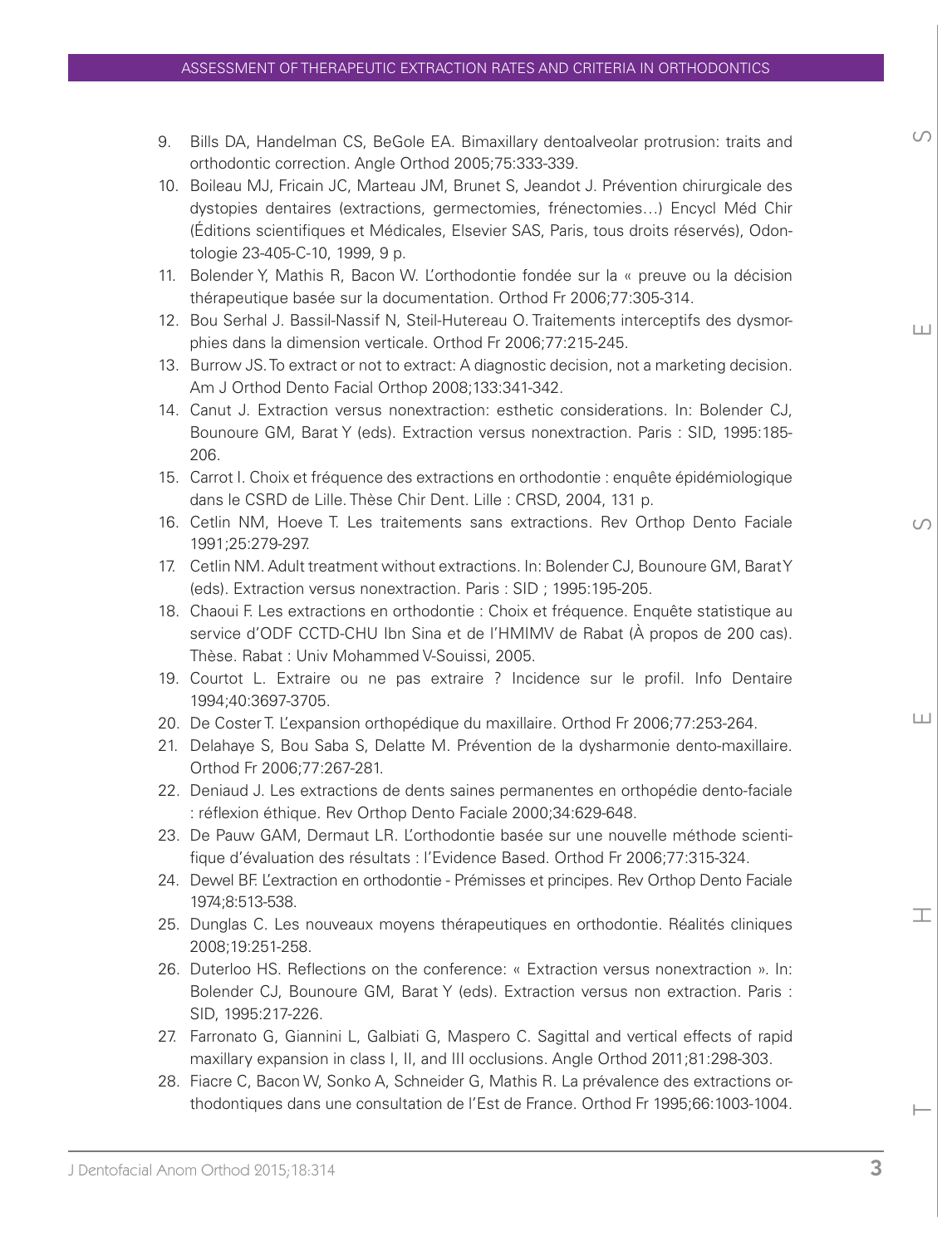9. Bills DA, Handelman CS, BeGole EA. Bimaxillary dentoalveolar protrusion: traits and orthodontic correction. Angle Orthod 2005;75:333-339.
10. Boileau MJ, Fricain JC, Marteau JM, Brunet S, Jeandot J. Prévention chirurgicale des dystopies dentaires (extractions, germectomies, frénectomies…) Encycl Méd Chir (Éditions scientifiques et Médicales, Elsevier SAS, Paris, tous droits réservés), Odontologie 23-405-C-10, 1999, 9 p.
11. Bolender Y, Mathis R, Bacon W. L'orthodontie fondée sur la « preuve ou la décision thérapeutique basée sur la documentation. Orthod Fr 2006;77:305-314.
12. Bou Serhal J. Bassil-Nassif N, Steil-Hutereau O. Traitements interceptifs des dysmorphies dans la dimension verticale. Orthod Fr 2006;77:215-245.
13. Burrow JS. To extract or not to extract: A diagnostic decision, not a marketing decision. Am J Orthod Dento Facial Orthop 2008;133:341-342.
14. Canut J. Extraction versus nonextraction: esthetic considerations. In: Bolender CJ, Bounoure GM, Barat Y (eds). Extraction versus nonextraction. Paris : SID, 1995:185-206.
15. Carrot I. Choix et fréquence des extractions en orthodontie : enquête épidémiologique dans le CSRD de Lille. Thèse Chir Dent. Lille : CRSD, 2004, 131 p.
16. Cetlin NM, Hoeve T. Les traitements sans extractions. Rev Orthop Dento Faciale 1991;25:279-297.
17. Cetlin NM. Adult treatment without extractions. In: Bolender CJ, Bounoure GM, Barat Y (eds). Extraction versus nonextraction. Paris : SID ; 1995:195-205.
18. Chaoui F. Les extractions en orthodontie : Choix et fréquence. Enquête statistique au service d'ODF CCTD-CHU Ibn Sina et de l'HMIMV de Rabat (À propos de 200 cas). Thèse. Rabat : Univ Mohammed V-Souissi, 2005.
19. Courtot L. Extraire ou ne pas extraire ? Incidence sur le profil. Info Dentaire 1994;40:3697-3705.
20. De Coster T. L'expansion orthopédique du maxillaire. Orthod Fr 2006;77:253-264.
21. Delahaye S, Bou Saba S, Delatte M. Prévention de la dysharmonie dento-maxillaire. Orthod Fr 2006;77:267-281.
22. Deniaud J. Les extractions de dents saines permanentes en orthopédie dento-faciale : réflexion éthique. Rev Orthop Dento Faciale 2000;34:629-648.
23. De Pauw GAM, Dermaut LR. L'orthodontie basée sur une nouvelle méthode scientifique d'évaluation des résultats : l'Evidence Based. Orthod Fr 2006;77:315-324.
24. Dewel BF. L'extraction en orthodontie - Prémisses et principes. Rev Orthop Dento Faciale 1974;8:513-538.
25. Dunglas C. Les nouveaux moyens thérapeutiques en orthodontie. Réalités cliniques 2008;19:251-258.
26. Duterloo HS. Reflections on the conference: « Extraction versus nonextraction ». In: Bolender CJ, Bounoure GM, Barat Y (eds). Extraction versus non extraction. Paris : SID, 1995:217-226.
27. Farronato G, Giannini L, Galbiati G, Maspero C. Sagittal and vertical effects of rapid maxillary expansion in class I, II, and III occlusions. Angle Orthod 2011;81:298-303.
28. Fiacre C, Bacon W, Sonko A, Schneider G, Mathis R. La prévalence des extractions orthodontiques dans une consultation de l'Est de France. Orthod Fr 1995;66:1003-1004.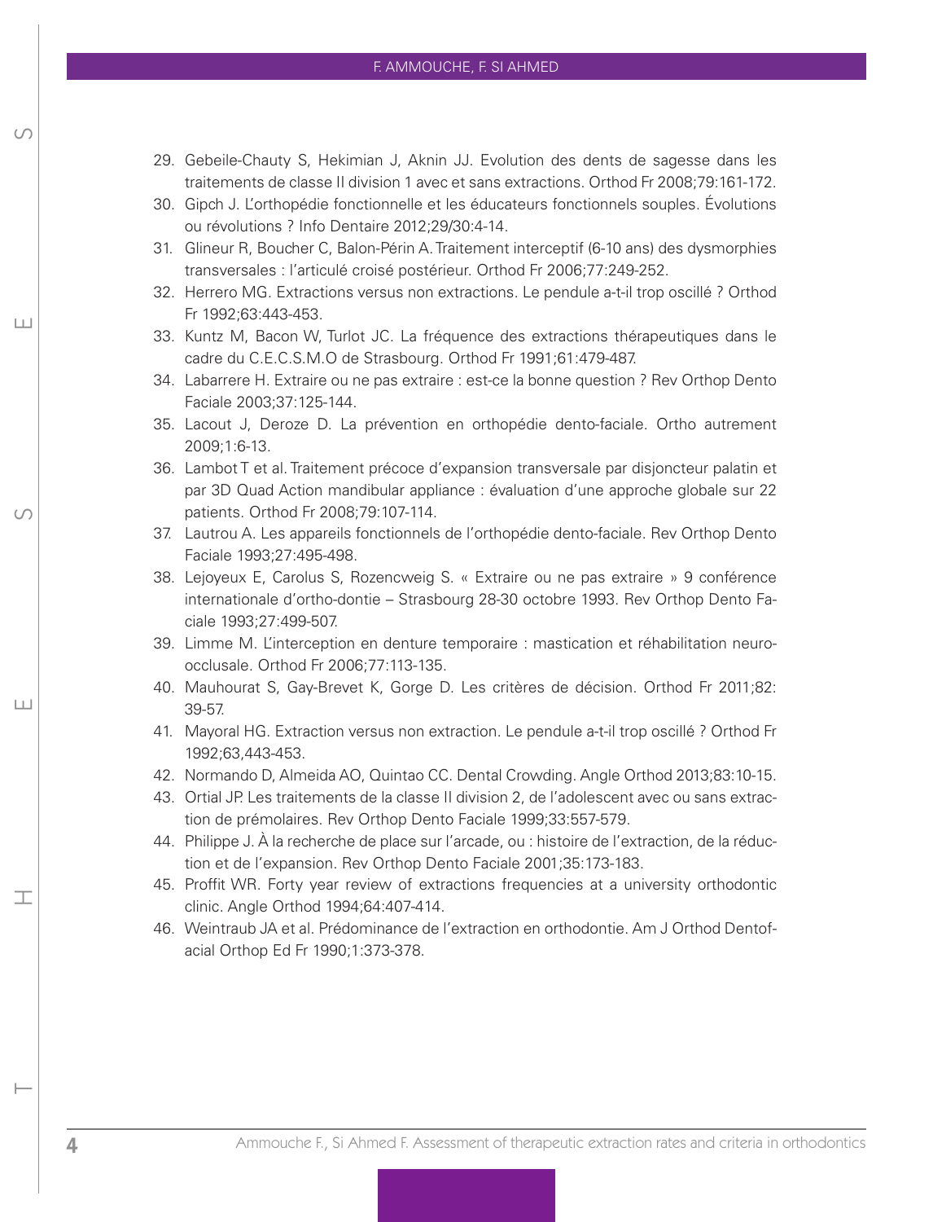29. Gebeile-Chauty S, Hekimian J, Aknin JJ. Evolution des dents de sagesse dans les traitements de classe II division 1 avec et sans extractions. Orthod Fr 2008;79:161-172.
30. Gipch J. L'orthopédie fonctionnelle et les éducateurs fonctionnels souples. Évolutions ou révolutions ? Info Dentaire 2012;29/30:4-14.
31. Glineur R, Boucher C, Balon-Périn A. Traitement interceptif (6-10 ans) des dysmorphies transversales : l'articulé croisé postérieur. Orthod Fr 2006;77:249-252.
32. Herrero MG. Extractions versus non extractions. Le pendule a-t-il trop oscillé ? Orthod Fr 1992;63:443-453.
33. Kuntz M, Bacon W, Turlot JC. La fréquence des extractions thérapeutiques dans le cadre du C.E.C.S.M.O de Strasbourg. Orthod Fr 1991;61:479-487.
34. Labarrere H. Extraire ou ne pas extraire : est-ce la bonne question ? Rev Orthop Dento Faciale 2003;37:125-144.
35. Lacout J, Deroze D. La prévention en orthopédie dento-faciale. Ortho autrement 2009;1:6-13.
36. Lambot T et al. Traitement précoce d'expansion transversale par disjoncteur palatin et par 3D Quad Action mandibular appliance : évaluation d'une approche globale sur 22 patients. Orthod Fr 2008;79:107-114.
37. Lautrou A. Les appareils fonctionnels de l'orthopédie dento-faciale. Rev Orthop Dento Faciale 1993;27:495-498.
38. Lejoyeux E, Carolus S, Rozencweig S. « Extraire ou ne pas extraire » 9 conférence internationale d'ortho-dontie – Strasbourg 28-30 octobre 1993. Rev Orthop Dento Faciale 1993;27:499-507.
39. Limme M. L'interception en denture temporaire : mastication et réhabilitation neuro-occlusale. Orthod Fr 2006;77:113-135.
40. Mauhourat S, Gay-Brevet K, Gorge D. Les critères de décision. Orthod Fr 2011;82: 39-57.
41. Mayoral HG. Extraction versus non extraction. Le pendule a-t-il trop oscillé ? Orthod Fr 1992;63,443-453.
42. Normando D, Almeida AO, Quintao CC. Dental Crowding. Angle Orthod 2013;83:10-15.
43. Ortial JP. Les traitements de la classe II division 2, de l'adolescent avec ou sans extraction de prémolaires. Rev Orthop Dento Faciale 1999;33:557-579.
44. Philippe J. À la recherche de place sur l'arcade, ou : histoire de l'extraction, de la réduction et de l'expansion. Rev Orthop Dento Faciale 2001;35:173-183.
45. Proffit WR. Forty year review of extractions frequencies at a university orthodontic clinic. Angle Orthod 1994;64:407-414.
46. Weintraub JA et al. Prédominance de l'extraction en orthodontie. Am J Orthod Dentofacial Orthop Ed Fr 1990;1:373-378.